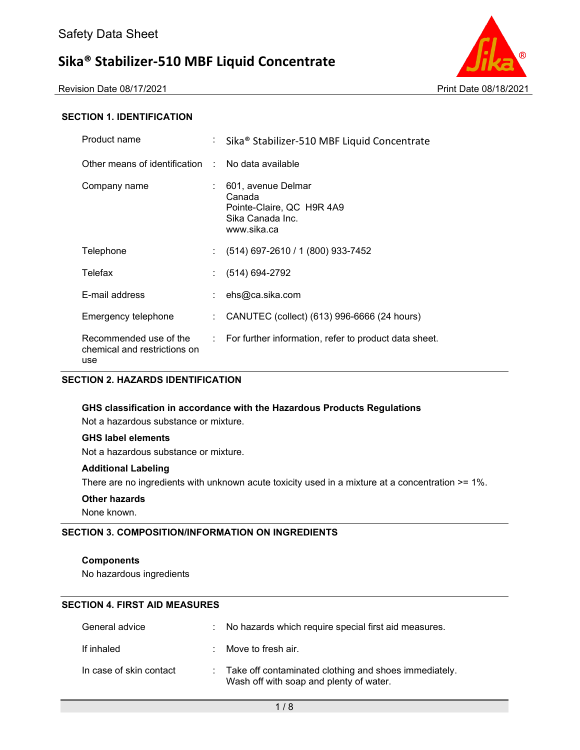Safety Data Sheet

# Sika® Stabilizer-510 MBF Liquid Concentrate

Revision Date 08/17/2021 Print Date 08/18/2021

## SECTION 1. IDENTIFICATION

| | | |
|---|---|---|
| Product name | : | Sika® Stabilizer-510 MBF Liquid Concentrate |
| Other means of identification | : | No data available |
| Company name | : | 601, avenue Delmar<br>Canada<br>Pointe-Claire, QC H9R 4A9<br>Sika Canada Inc.<br>www.sika.ca |
| Telephone | : | (514) 697-2610 / 1 (800) 933-7452 |
| Telefax | : | (514) 694-2792 |
| E-mail address | : | ehs@ca.sika.com |
| Emergency telephone | : | CANUTEC (collect) (613) 996-6666 (24 hours) |
| Recommended use of the chemical and restrictions on use | : | For further information, refer to product data sheet. |

## SECTION 2. HAZARDS IDENTIFICATION

**GHS classification in accordance with the Hazardous Products Regulations**

Not a hazardous substance or mixture.

**GHS label elements**

Not a hazardous substance or mixture.

**Additional Labeling**

There are no ingredients with unknown acute toxicity used in a mixture at a concentration >= 1%.

**Other hazards**

None known.

## SECTION 3. COMPOSITION/INFORMATION ON INGREDIENTS

**Components**

No hazardous ingredients

## SECTION 4. FIRST AID MEASURES

| | | |
|---|---|---|
| General advice | : | No hazards which require special first aid measures. |
| If inhaled | : | Move to fresh air. |
| In case of skin contact | : | Take off contaminated clothing and shoes immediately.<br>Wash off with soap and plenty of water. |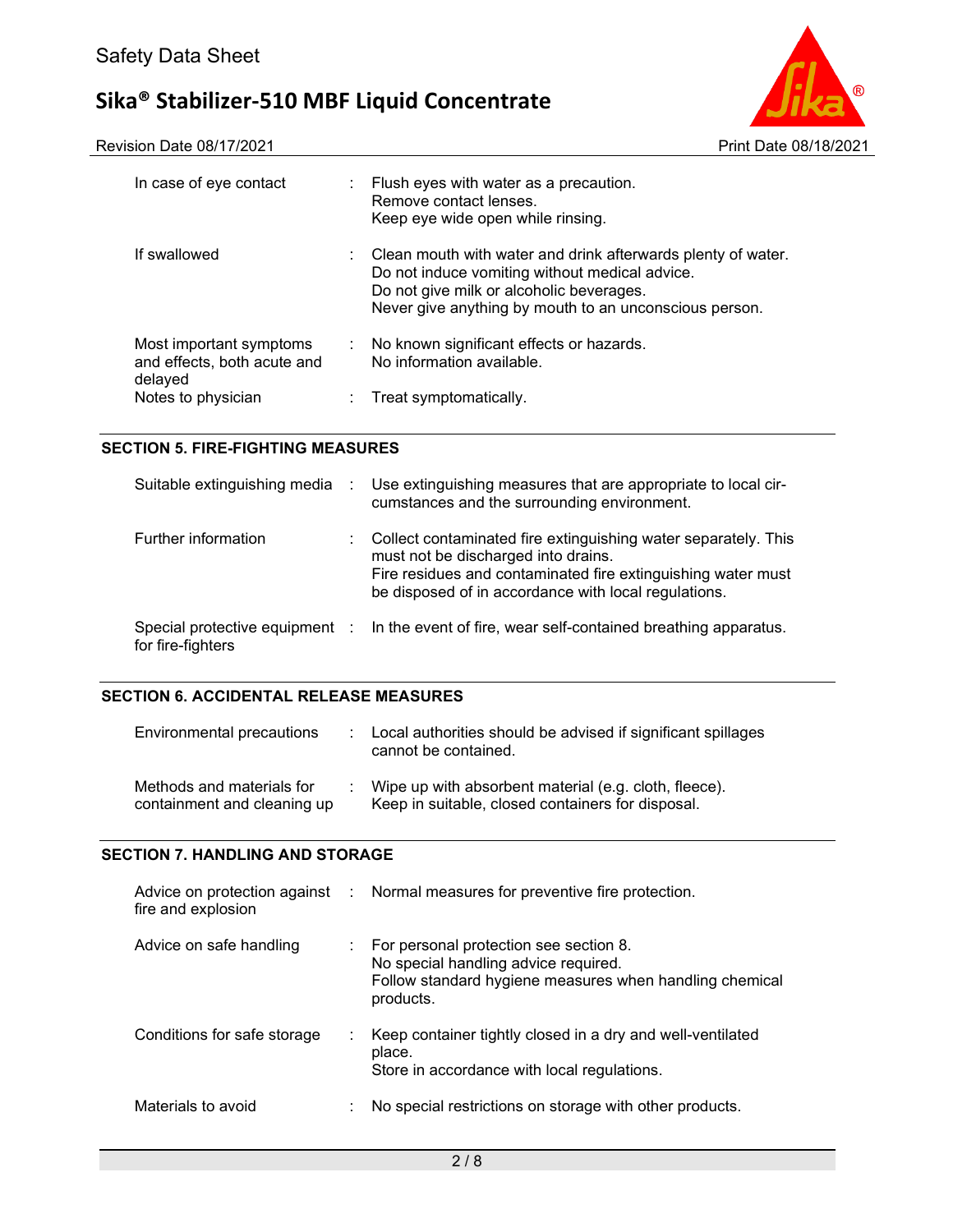| | | |
|---|---|---|
| In case of eye contact | : | Flush eyes with water as a precaution.<br>Remove contact lenses.<br>Keep eye wide open while rinsing. |
| If swallowed | : | Clean mouth with water and drink afterwards plenty of water.<br>Do not induce vomiting without medical advice.<br>Do not give milk or alcoholic beverages.<br>Never give anything by mouth to an unconscious person. |
| Most important symptoms and effects, both acute and delayed | : | No known significant effects or hazards.<br>No information available. |
| Notes to physician | : | Treat symptomatically. |

## SECTION 5. FIRE-FIGHTING MEASURES

| | | |
|---|---|---|
| Suitable extinguishing media | : | Use extinguishing measures that are appropriate to local circumstances and the surrounding environment. |
| Further information | : | Collect contaminated fire extinguishing water separately. This must not be discharged into drains.<br>Fire residues and contaminated fire extinguishing water must be disposed of in accordance with local regulations. |
| Special protective equipment for fire-fighters | : | In the event of fire, wear self-contained breathing apparatus. |

## SECTION 6. ACCIDENTAL RELEASE MEASURES

| | | |
|---|---|---|
| Environmental precautions | : | Local authorities should be advised if significant spillages cannot be contained. |
| Methods and materials for containment and cleaning up | : | Wipe up with absorbent material (e.g. cloth, fleece).<br>Keep in suitable, closed containers for disposal. |

## SECTION 7. HANDLING AND STORAGE

| | | |
|---|---|---|
| Advice on protection against fire and explosion | : | Normal measures for preventive fire protection. |
| Advice on safe handling | : | For personal protection see section 8.<br>No special handling advice required.<br>Follow standard hygiene measures when handling chemical products. |
| Conditions for safe storage | : | Keep container tightly closed in a dry and well-ventilated place.<br>Store in accordance with local regulations. |
| Materials to avoid | : | No special restrictions on storage with other products. |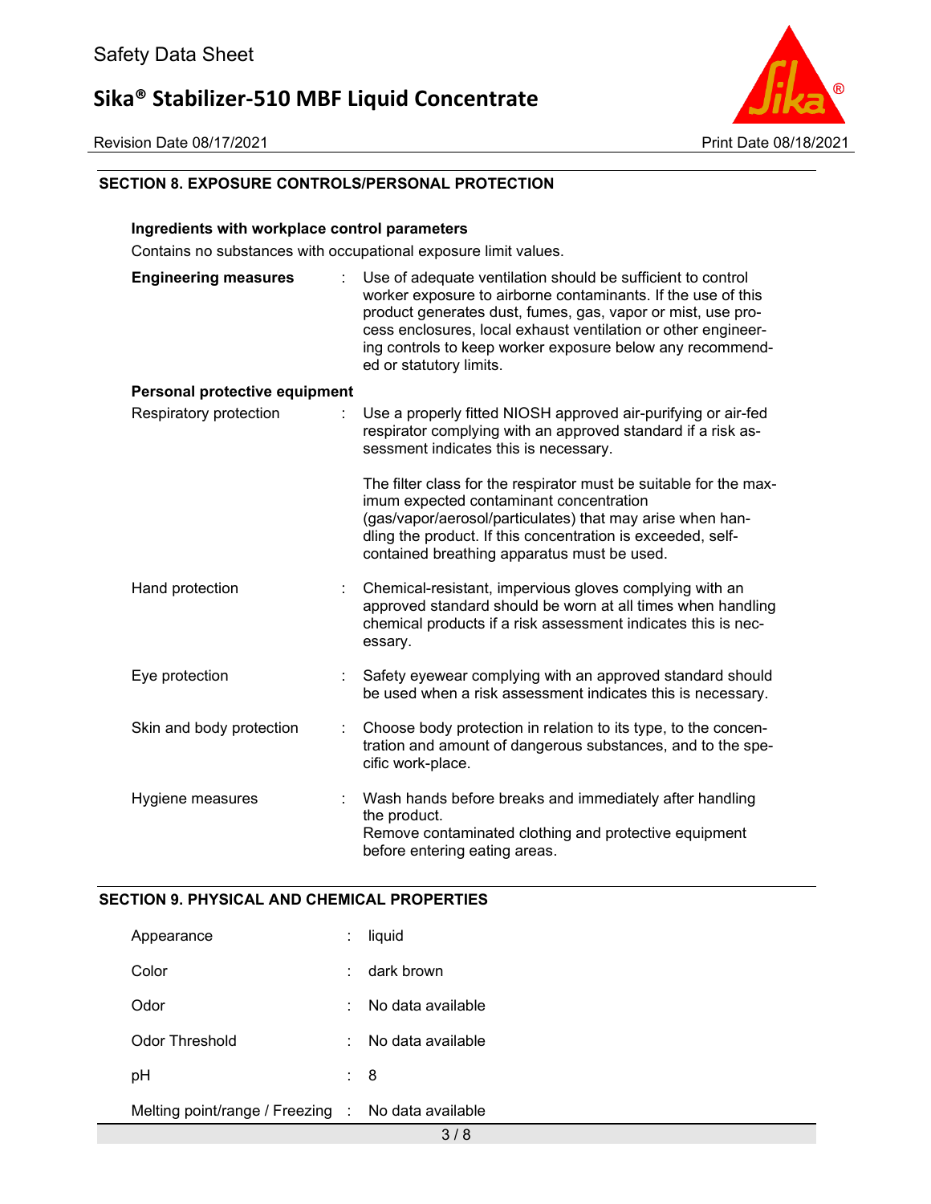## SECTION 8. EXPOSURE CONTROLS/PERSONAL PROTECTION

**Ingredients with workplace control parameters**

Contains no substances with occupational exposure limit values.

| | | |
|---|---|---|
| **Engineering measures** | : | Use of adequate ventilation should be sufficient to control worker exposure to airborne contaminants. If the use of this product generates dust, fumes, gas, vapor or mist, use process enclosures, local exhaust ventilation or other engineering controls to keep worker exposure below any recommended or statutory limits. |

**Personal protective equipment**

| | | |
|---|---|---|
| Respiratory protection | : | Use a properly fitted NIOSH approved air-purifying or air-fed respirator complying with an approved standard if a risk assessment indicates this is necessary.<br><br>The filter class for the respirator must be suitable for the maximum expected contaminant concentration (gas/vapor/aerosol/particulates) that may arise when handling the product. If this concentration is exceeded, self-contained breathing apparatus must be used. |
| Hand protection | : | Chemical-resistant, impervious gloves complying with an approved standard should be worn at all times when handling chemical products if a risk assessment indicates this is necessary. |
| Eye protection | : | Safety eyewear complying with an approved standard should be used when a risk assessment indicates this is necessary. |
| Skin and body protection | : | Choose body protection in relation to its type, to the concentration and amount of dangerous substances, and to the specific work-place. |
| Hygiene measures | : | Wash hands before breaks and immediately after handling the product.<br>Remove contaminated clothing and protective equipment before entering eating areas. |

## SECTION 9. PHYSICAL AND CHEMICAL PROPERTIES

| | | |
|---|---|---|
| Appearance | : | liquid |
| Color | : | dark brown |
| Odor | : | No data available |
| Odor Threshold | : | No data available |
| pH | : | 8 |
| Melting point/range / Freezing | : | No data available |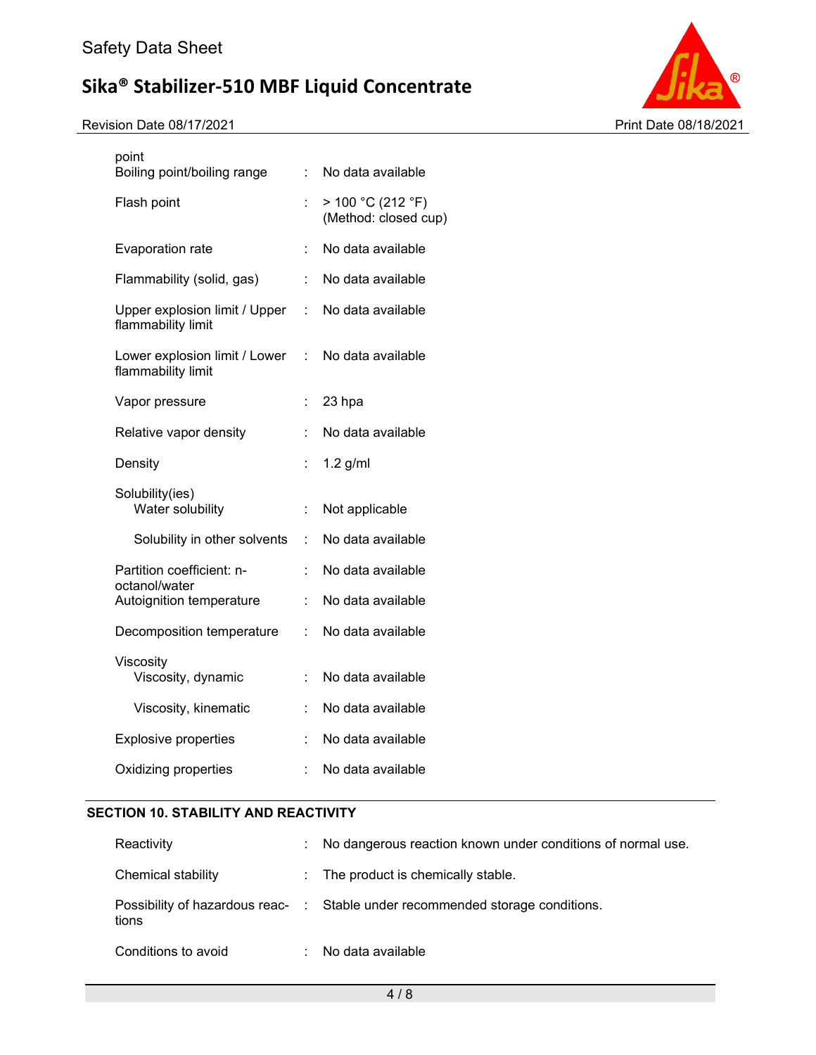| | | |
|---|---|---|
| point | | |
| Boiling point/boiling range | : | No data available |
| Flash point | : | > 100 °C (212 °F)<br>(Method: closed cup) |
| Evaporation rate | : | No data available |
| Flammability (solid, gas) | : | No data available |
| Upper explosion limit / Upper flammability limit | : | No data available |
| Lower explosion limit / Lower flammability limit | : | No data available |
| Vapor pressure | : | 23 hpa |
| Relative vapor density | : | No data available |
| Density | : | 1.2 g/ml |
| Solubility(ies)<br>Water solubility | : | Not applicable |
| Solubility in other solvents | : | No data available |
| Partition coefficient: n-octanol/water | : | No data available |
| Autoignition temperature | : | No data available |
| Decomposition temperature | : | No data available |
| Viscosity<br>Viscosity, dynamic | : | No data available |
| Viscosity, kinematic | : | No data available |
| Explosive properties | : | No data available |
| Oxidizing properties | : | No data available |

## SECTION 10. STABILITY AND REACTIVITY

| | | |
|---|---|---|
| Reactivity | : | No dangerous reaction known under conditions of normal use. |
| Chemical stability | : | The product is chemically stable. |
| Possibility of hazardous reactions | : | Stable under recommended storage conditions. |
| Conditions to avoid | : | No data available |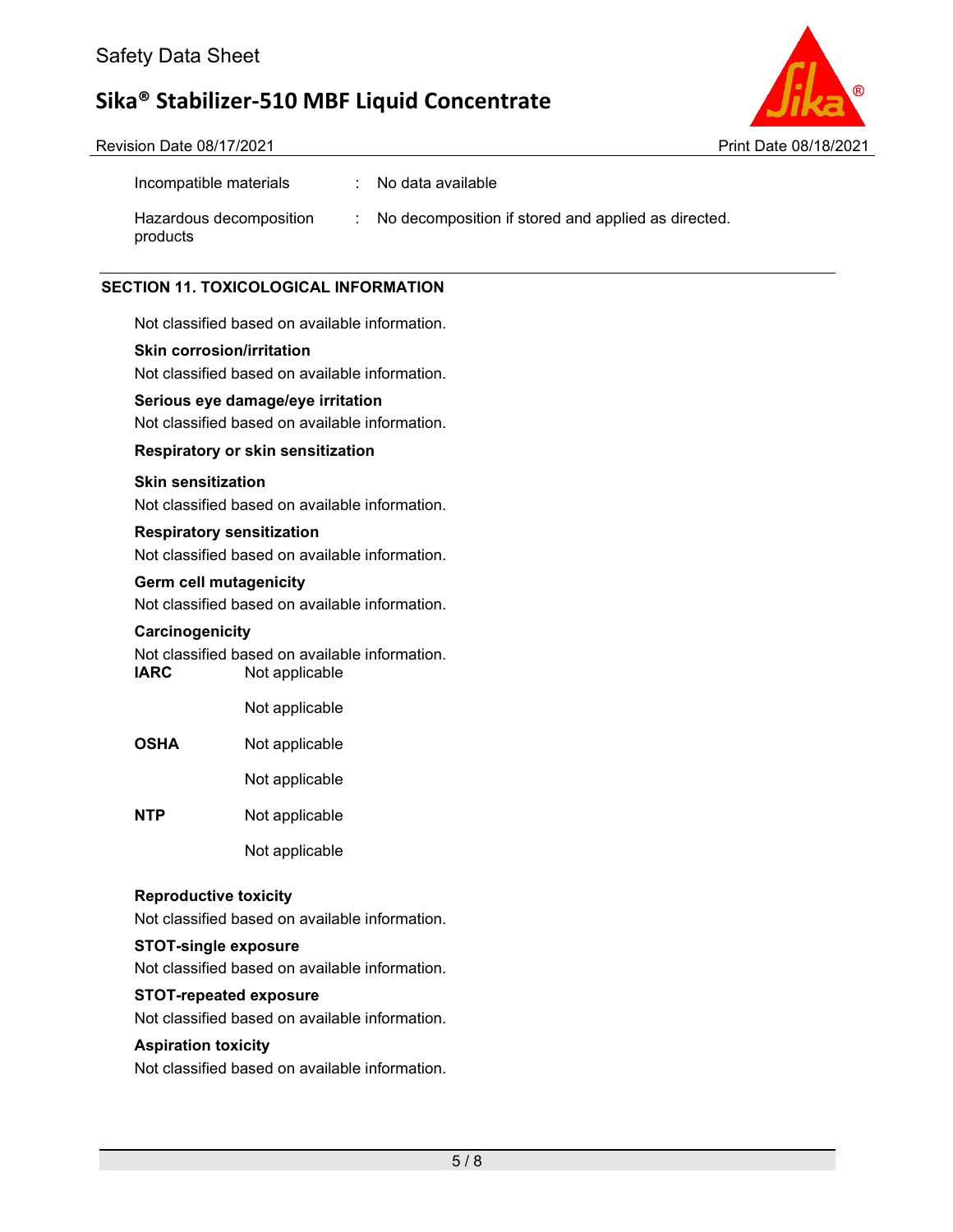| | | |
|---|---|---|
| Incompatible materials | : | No data available |
| Hazardous decomposition products | : | No decomposition if stored and applied as directed. |

## SECTION 11. TOXICOLOGICAL INFORMATION

Not classified based on available information.

**Skin corrosion/irritation**

Not classified based on available information.

**Serious eye damage/eye irritation**

Not classified based on available information.

**Respiratory or skin sensitization**

**Skin sensitization**

Not classified based on available information.

**Respiratory sensitization**

Not classified based on available information.

**Germ cell mutagenicity**

Not classified based on available information.

**Carcinogenicity**

Not classified based on available information.

| | |
|---|---|
| **IARC** | Not applicable |
| | Not applicable |
| **OSHA** | Not applicable |
| | Not applicable |
| **NTP** | Not applicable |
| | Not applicable |

**Reproductive toxicity**

Not classified based on available information.

**STOT-single exposure**

Not classified based on available information.

**STOT-repeated exposure**

Not classified based on available information.

**Aspiration toxicity**

Not classified based on available information.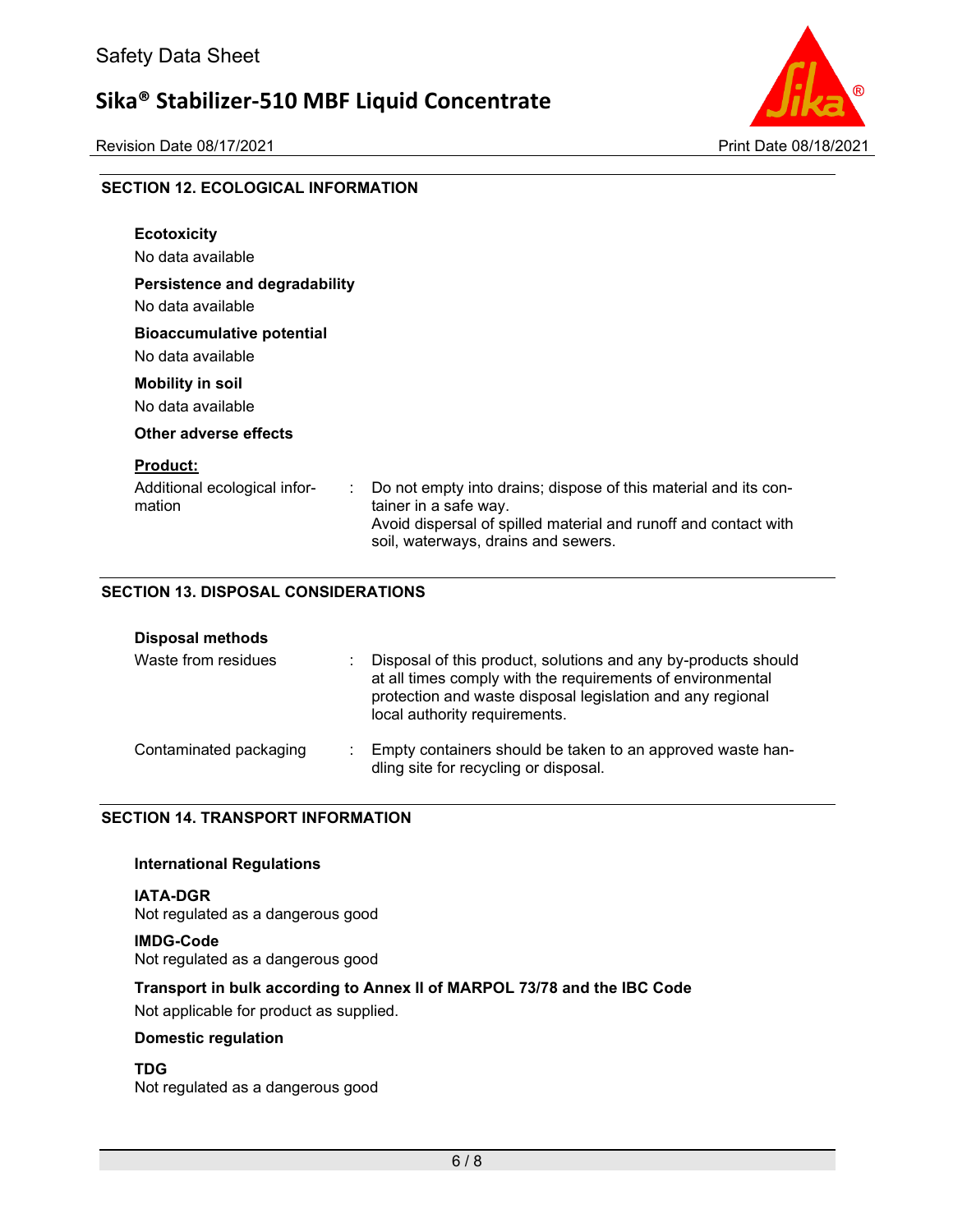## SECTION 12. ECOLOGICAL INFORMATION

**Ecotoxicity**

No data available

**Persistence and degradability**

No data available

**Bioaccumulative potential**

No data available

**Mobility in soil**

No data available

**Other adverse effects**

**Product:**

| | | |
|---|---|---|
| Additional ecological information | : | Do not empty into drains; dispose of this material and its container in a safe way. Avoid dispersal of spilled material and runoff and contact with soil, waterways, drains and sewers. |

## SECTION 13. DISPOSAL CONSIDERATIONS

**Disposal methods**

| | | |
|---|---|---|
| Waste from residues | : | Disposal of this product, solutions and any by-products should at all times comply with the requirements of environmental protection and waste disposal legislation and any regional local authority requirements. |
| Contaminated packaging | : | Empty containers should be taken to an approved waste handling site for recycling or disposal. |

## SECTION 14. TRANSPORT INFORMATION

**International Regulations**

**IATA-DGR**

Not regulated as a dangerous good

**IMDG-Code**

Not regulated as a dangerous good

**Transport in bulk according to Annex II of MARPOL 73/78 and the IBC Code**

Not applicable for product as supplied.

**Domestic regulation**

**TDG**

Not regulated as a dangerous good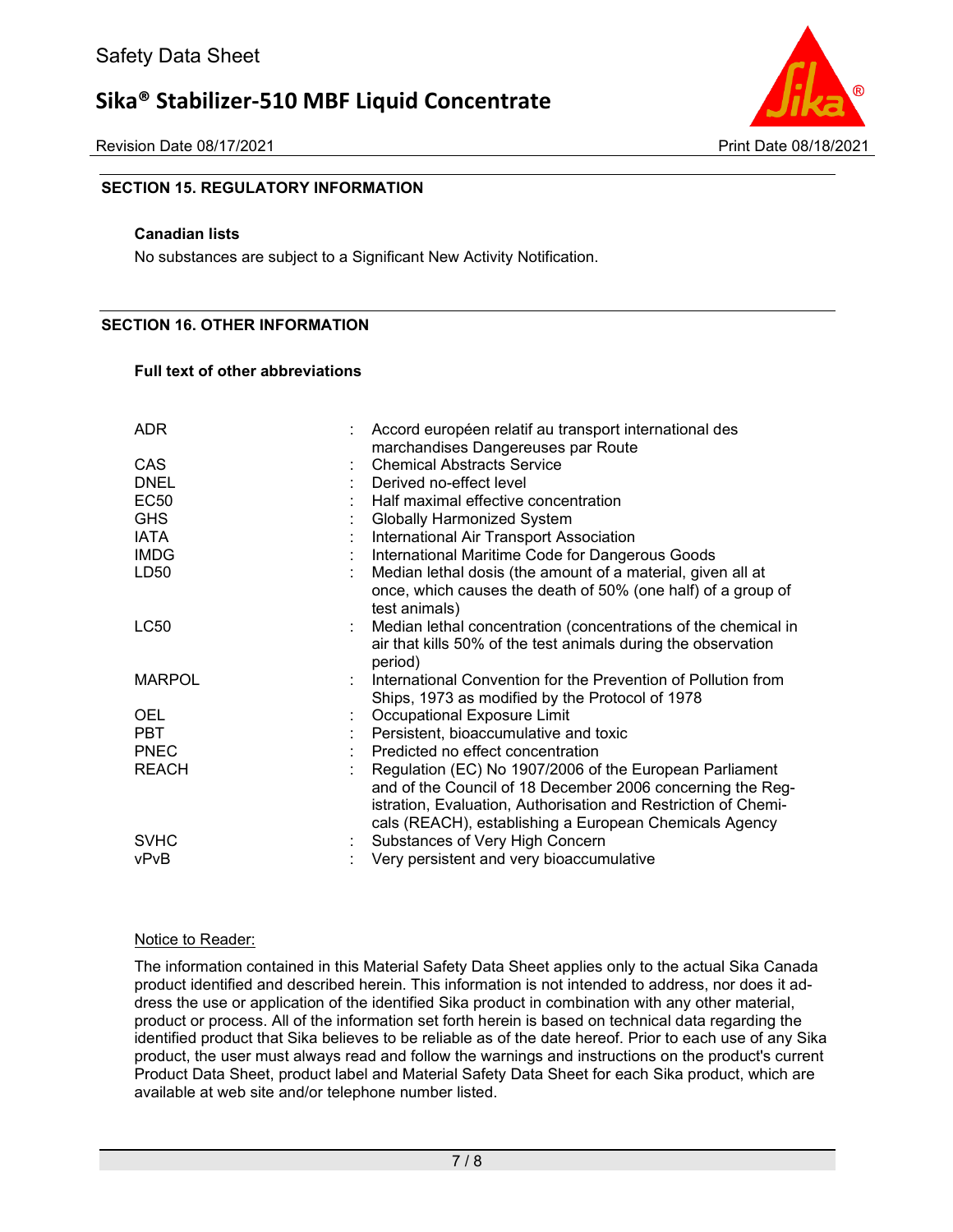## SECTION 15. REGULATORY INFORMATION

**Canadian lists**

No substances are subject to a Significant New Activity Notification.

## SECTION 16. OTHER INFORMATION

**Full text of other abbreviations**

| | |
|---|---|
| ADR | Accord européen relatif au transport international des marchandises Dangereuses par Route |
| CAS | Chemical Abstracts Service |
| DNEL | Derived no-effect level |
| EC50 | Half maximal effective concentration |
| GHS | Globally Harmonized System |
| IATA | International Air Transport Association |
| IMDG | International Maritime Code for Dangerous Goods |
| LD50 | Median lethal dosis (the amount of a material, given all at once, which causes the death of 50% (one half) of a group of test animals) |
| LC50 | Median lethal concentration (concentrations of the chemical in air that kills 50% of the test animals during the observation period) |
| MARPOL | International Convention for the Prevention of Pollution from Ships, 1973 as modified by the Protocol of 1978 |
| OEL | Occupational Exposure Limit |
| PBT | Persistent, bioaccumulative and toxic |
| PNEC | Predicted no effect concentration |
| REACH | Regulation (EC) No 1907/2006 of the European Parliament and of the Council of 18 December 2006 concerning the Registration, Evaluation, Authorisation and Restriction of Chemicals (REACH), establishing a European Chemicals Agency |
| SVHC | Substances of Very High Concern |
| vPvB | Very persistent and very bioaccumulative |

Notice to Reader:

The information contained in this Material Safety Data Sheet applies only to the actual Sika Canada product identified and described herein. This information is not intended to address, nor does it address the use or application of the identified Sika product in combination with any other material, product or process. All of the information set forth herein is based on technical data regarding the identified product that Sika believes to be reliable as of the date hereof. Prior to each use of any Sika product, the user must always read and follow the warnings and instructions on the product's current Product Data Sheet, product label and Material Safety Data Sheet for each Sika product, which are available at web site and/or telephone number listed.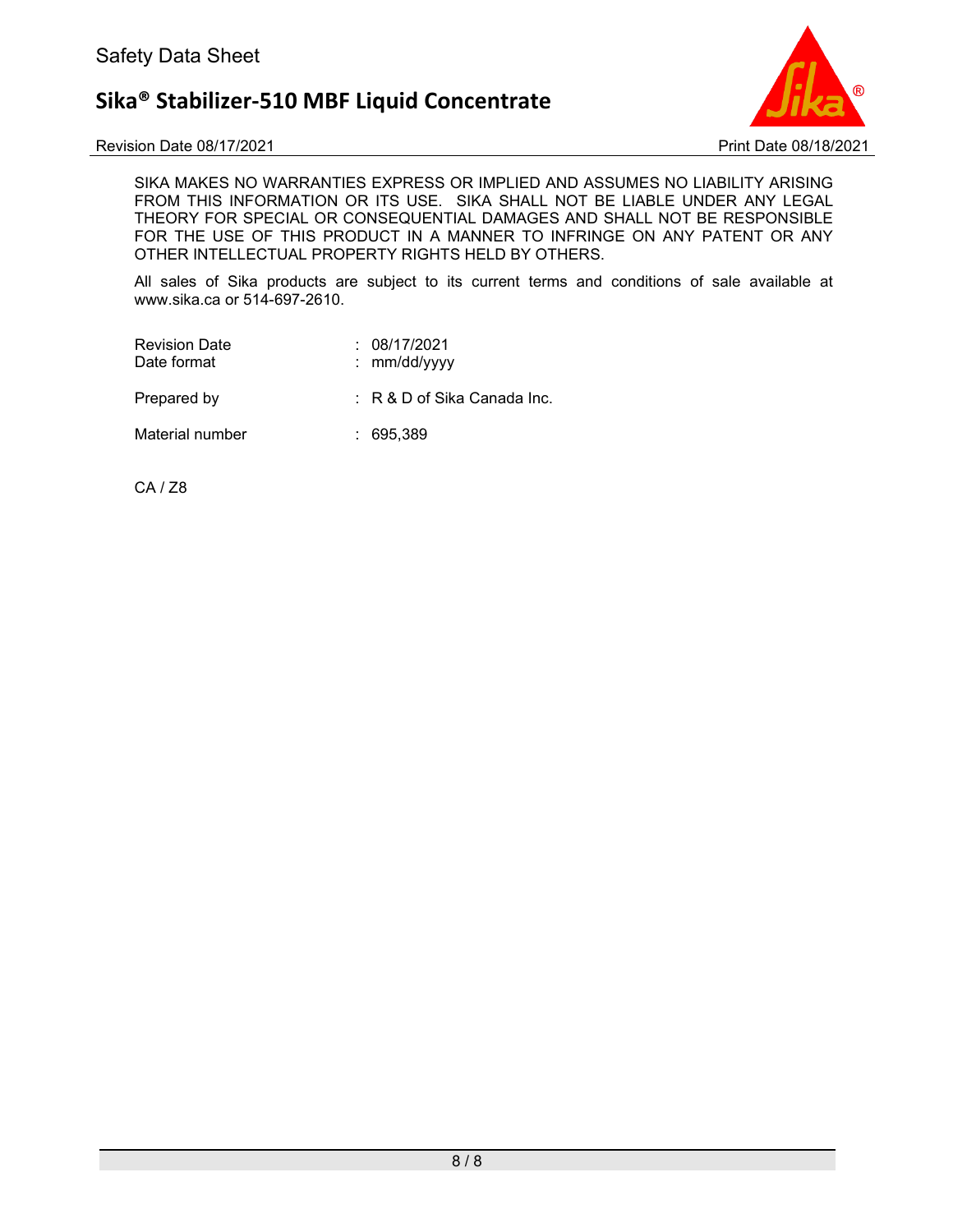SIKA MAKES NO WARRANTIES EXPRESS OR IMPLIED AND ASSUMES NO LIABILITY ARISING FROM THIS INFORMATION OR ITS USE. SIKA SHALL NOT BE LIABLE UNDER ANY LEGAL THEORY FOR SPECIAL OR CONSEQUENTIAL DAMAGES AND SHALL NOT BE RESPONSIBLE FOR THE USE OF THIS PRODUCT IN A MANNER TO INFRINGE ON ANY PATENT OR ANY OTHER INTELLECTUAL PROPERTY RIGHTS HELD BY OTHERS.

All sales of Sika products are subject to its current terms and conditions of sale available at www.sika.ca or 514-697-2610.

Revision Date : 08/17/2021
Date format : mm/dd/yyyy

Prepared by : R & D of Sika Canada Inc.

Material number : 695,389

CA / Z8